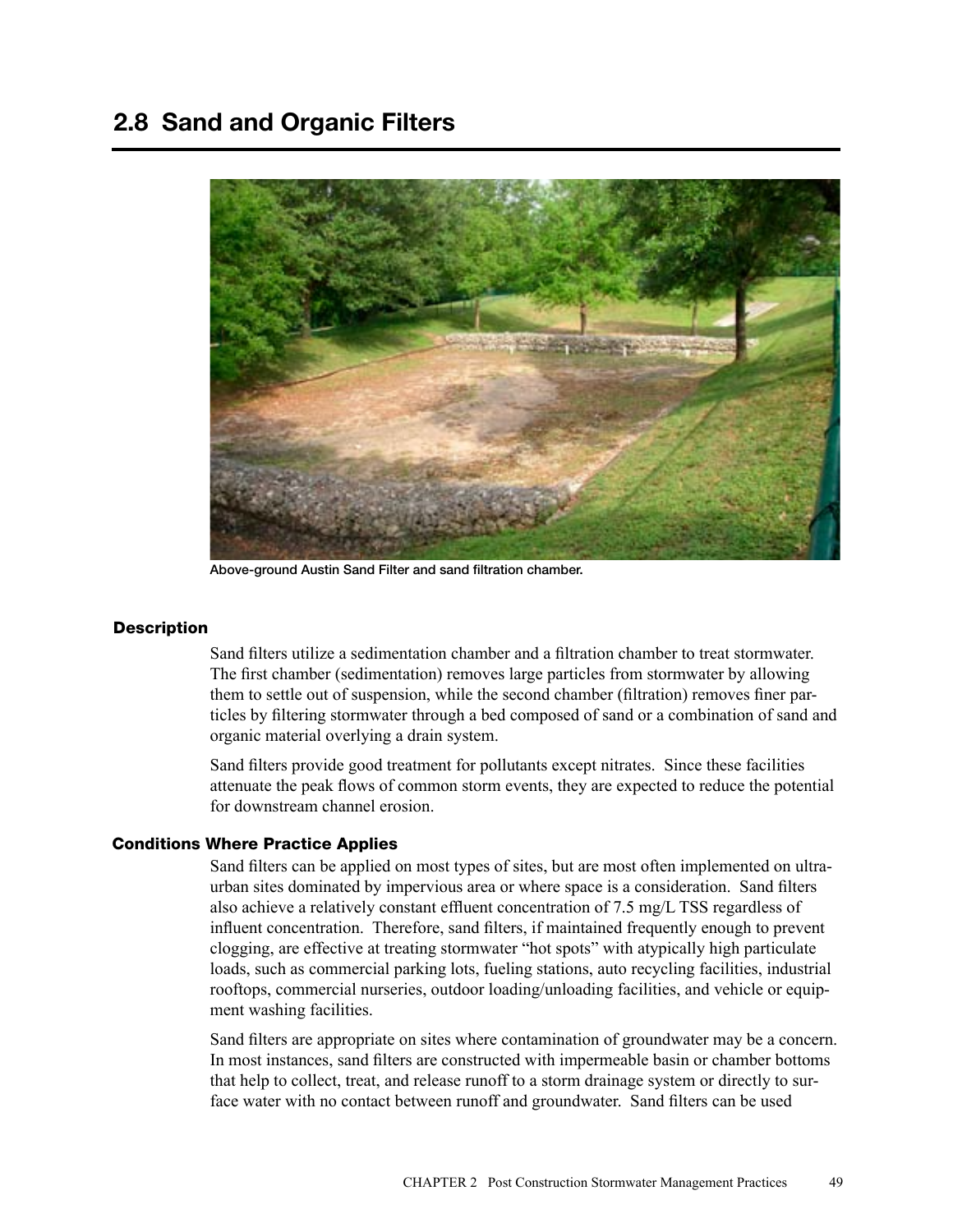## 2.8 Sand and Organic Filters

Above-ground Austin Sand Filter and sand filtration chamber.

### Description

Sand filters utilize a sedimentation chamber and a filtration chamber to treat stormwater. The first chamber (sedimentation) removes large particles from stormwater by allowing them to settle out of suspension, while the second chamber (filtration) removes finer particles by filtering stormwater through a bed composed of sand or a combination of sand and organic material overlying a drain system.

Sand filters provide good treatment for pollutants except nitrates. Since these facilities attenuate the peak flows of common storm events, they are expected to reduce the potential for downstream channel erosion.

### Conditions Where Practice Applies

Sand filters can be applied on most types of sites, but are most often implemented on ultra-urban sites dominated by impervious area or where space is a consideration. Sand filters also achieve a relatively constant effluent concentration of 7.5 mg/L TSS regardless of influent concentration. Therefore, sand filters, if maintained frequently enough to prevent clogging, are effective at treating stormwater "hot spots" with atypically high particulate loads, such as commercial parking lots, fueling stations, auto recycling facilities, industrial rooftops, commercial nurseries, outdoor loading/unloading facilities, and vehicle or equipment washing facilities.

Sand filters are appropriate on sites where contamination of groundwater may be a concern. In most instances, sand filters are constructed with impermeable basin or chamber bottoms that help to collect, treat, and release runoff to a storm drainage system or directly to surface water with no contact between runoff and groundwater. Sand filters can be used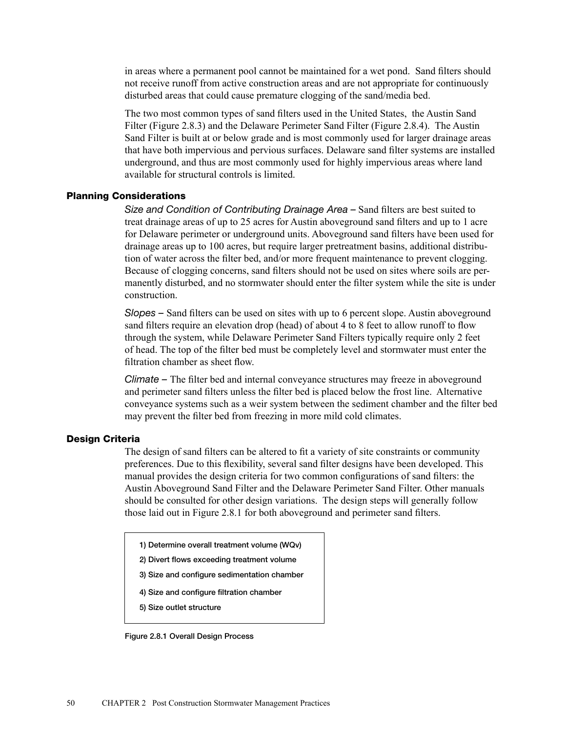in areas where a permanent pool cannot be maintained for a wet pond. Sand filters should not receive runoff from active construction areas and are not appropriate for continuously disturbed areas that could cause premature clogging of the sand/media bed.

The two most common types of sand filters used in the United States, the Austin Sand Filter (Figure 2.8.3) and the Delaware Perimeter Sand Filter (Figure 2.8.4). The Austin Sand Filter is built at or below grade and is most commonly used for larger drainage areas that have both impervious and pervious surfaces. Delaware sand filter systems are installed underground, and thus are most commonly used for highly impervious areas where land available for structural controls is limited.

### Planning Considerations

*Size and Condition of Contributing Drainage Area* – Sand filters are best suited to treat drainage areas of up to 25 acres for Austin aboveground sand filters and up to 1 acre for Delaware perimeter or underground units. Aboveground sand filters have been used for drainage areas up to 100 acres, but require larger pretreatment basins, additional distribution of water across the filter bed, and/or more frequent maintenance to prevent clogging. Because of clogging concerns, sand filters should not be used on sites where soils are permanently disturbed, and no stormwater should enter the filter system while the site is under construction.

*Slopes* – Sand filters can be used on sites with up to 6 percent slope. Austin aboveground sand filters require an elevation drop (head) of about 4 to 8 feet to allow runoff to flow through the system, while Delaware Perimeter Sand Filters typically require only 2 feet of head. The top of the filter bed must be completely level and stormwater must enter the filtration chamber as sheet flow.

*Climate* – The filter bed and internal conveyance structures may freeze in aboveground and perimeter sand filters unless the filter bed is placed below the frost line. Alternative conveyance systems such as a weir system between the sediment chamber and the filter bed may prevent the filter bed from freezing in more mild cold climates.

### Design Criteria

The design of sand filters can be altered to fit a variety of site constraints or community preferences. Due to this flexibility, several sand filter designs have been developed. This manual provides the design criteria for two common configurations of sand filters: the Austin Aboveground Sand Filter and the Delaware Perimeter Sand Filter. Other manuals should be consulted for other design variations. The design steps will generally follow those laid out in Figure 2.8.1 for both aboveground and perimeter sand filters.

1) Determine overall treatment volume (WQv)
2) Divert flows exceeding treatment volume
3) Size and configure sedimentation chamber
4) Size and configure filtration chamber
5) Size outlet structure

Figure 2.8.1 Overall Design Process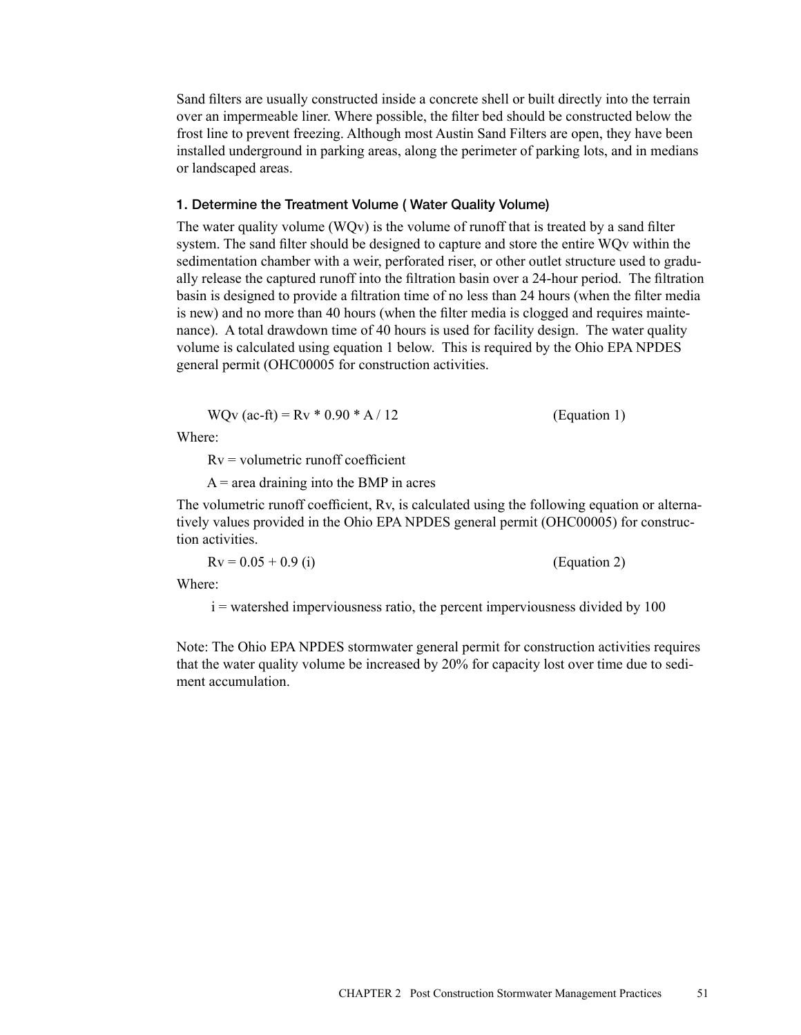Sand filters are usually constructed inside a concrete shell or built directly into the terrain over an impermeable liner. Where possible, the filter bed should be constructed below the frost line to prevent freezing. Although most Austin Sand Filters are open, they have been installed underground in parking areas, along the perimeter of parking lots, and in medians or landscaped areas.

### 1. Determine the Treatment Volume ( Water Quality Volume)

The water quality volume (WQv) is the volume of runoff that is treated by a sand filter system. The sand filter should be designed to capture and store the entire WQv within the sedimentation chamber with a weir, perforated riser, or other outlet structure used to gradually release the captured runoff into the filtration basin over a 24-hour period. The filtration basin is designed to provide a filtration time of no less than 24 hours (when the filter media is new) and no more than 40 hours (when the filter media is clogged and requires maintenance). A total drawdown time of 40 hours is used for facility design. The water quality volume is calculated using equation 1 below. This is required by the Ohio EPA NPDES general permit (OHC00005 for construction activities.

$$WQv \text{ (ac-ft)} = Rv * 0.90 * A / 12 \qquad \text{(Equation 1)}$$

Where:

$Rv$ = volumetric runoff coefficient

$A$ = area draining into the BMP in acres

The volumetric runoff coefficient, Rv, is calculated using the following equation or alternatively values provided in the Ohio EPA NPDES general permit (OHC00005) for construction activities.

$$Rv = 0.05 + 0.9 (i) \qquad \text{(Equation 2)}$$

Where:

$i$ = watershed imperviousness ratio, the percent imperviousness divided by 100

Note: The Ohio EPA NPDES stormwater general permit for construction activities requires that the water quality volume be increased by 20% for capacity lost over time due to sediment accumulation.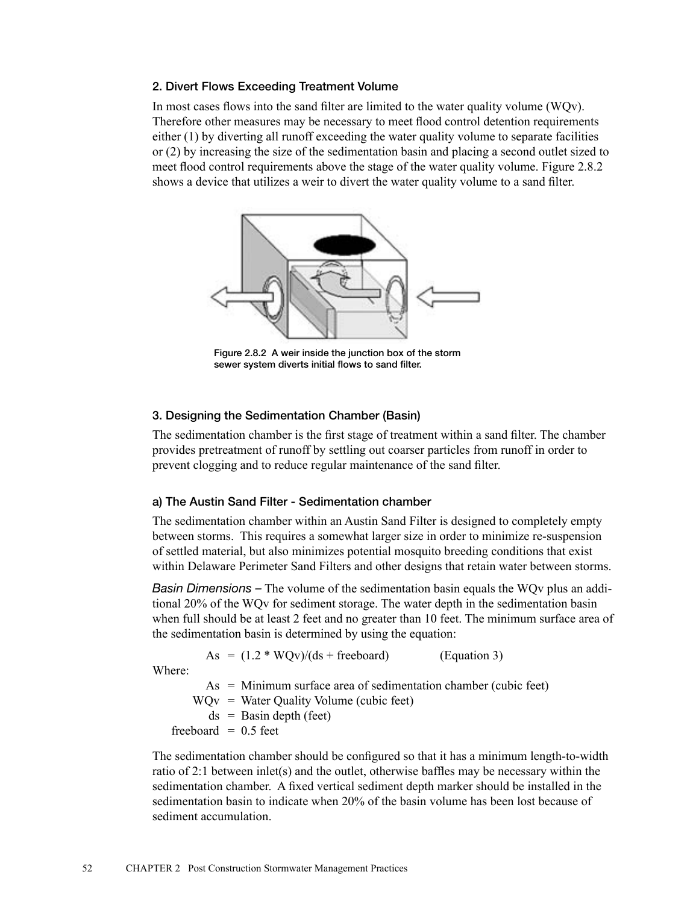### 2. Divert Flows Exceeding Treatment Volume

In most cases flows into the sand filter are limited to the water quality volume (WQv). Therefore other measures may be necessary to meet flood control detention requirements either (1) by diverting all runoff exceeding the water quality volume to separate facilities or (2) by increasing the size of the sedimentation basin and placing a second outlet sized to meet flood control requirements above the stage of the water quality volume. Figure 2.8.2 shows a device that utilizes a weir to divert the water quality volume to a sand filter.

**Figure 2.8.2 A weir inside the junction box of the storm sewer system diverts initial flows to sand filter.**

### 3. Designing the Sedimentation Chamber (Basin)

The sedimentation chamber is the first stage of treatment within a sand filter. The chamber provides pretreatment of runoff by settling out coarser particles from runoff in order to prevent clogging and to reduce regular maintenance of the sand filter.

#### a) The Austin Sand Filter - Sedimentation chamber

The sedimentation chamber within an Austin Sand Filter is designed to completely empty between storms. This requires a somewhat larger size in order to minimize re-suspension of settled material, but also minimizes potential mosquito breeding conditions that exist within Delaware Perimeter Sand Filters and other designs that retain water between storms.

*Basin Dimensions* – The volume of the sedimentation basin equals the WQv plus an additional 20% of the WQv for sediment storage. The water depth in the sedimentation basin when full should be at least 2 feet and no greater than 10 feet. The minimum surface area of the sedimentation basin is determined by using the equation:

$$As = (1.2 * WQv)/(ds + freeboard) \qquad \text{(Equation 3)}$$

Where:

- As = Minimum surface area of sedimentation chamber (cubic feet)
- WQv = Water Quality Volume (cubic feet)
- ds = Basin depth (feet)
- freeboard = 0.5 feet

The sedimentation chamber should be configured so that it has a minimum length-to-width ratio of 2:1 between inlet(s) and the outlet, otherwise baffles may be necessary within the sedimentation chamber. A fixed vertical sediment depth marker should be installed in the sedimentation basin to indicate when 20% of the basin volume has been lost because of sediment accumulation.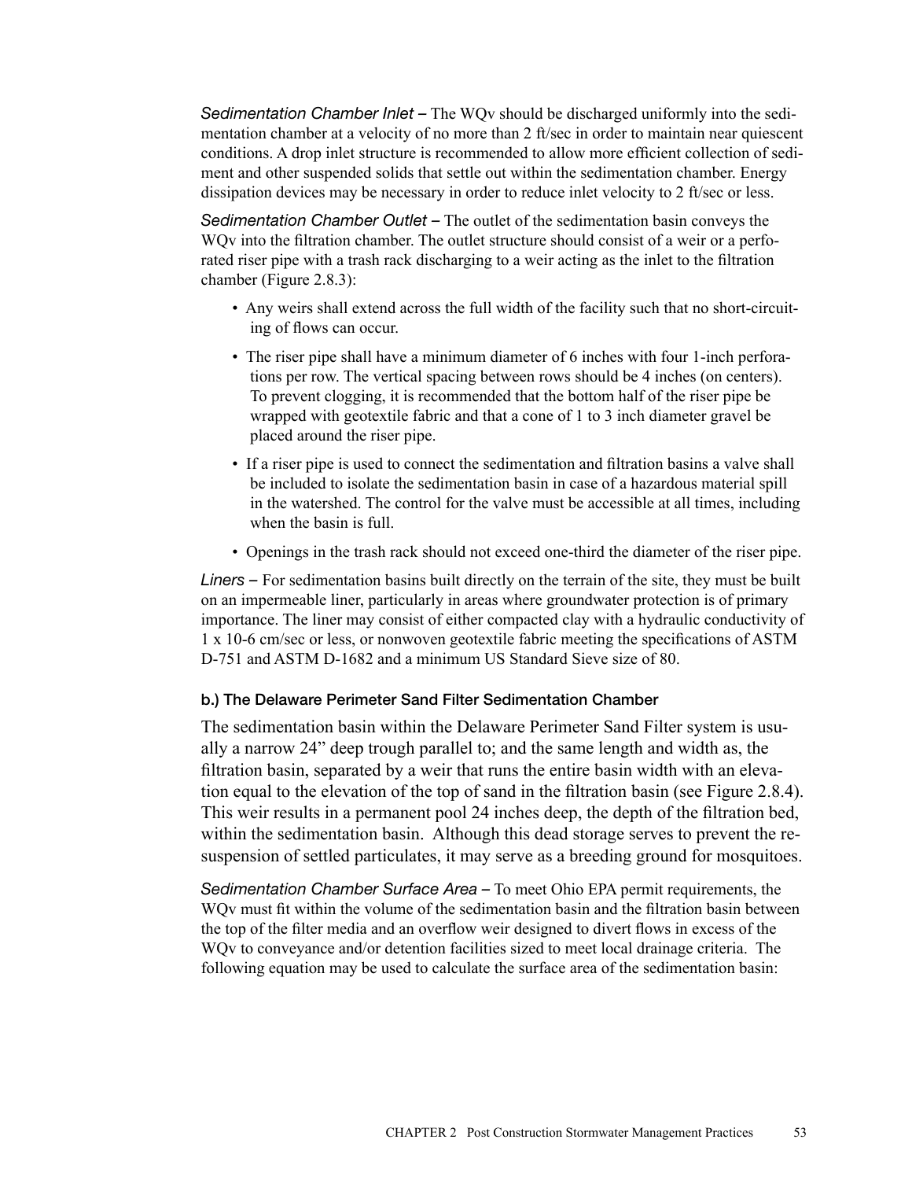*Sedimentation Chamber Inlet* – The WQv should be discharged uniformly into the sedimentation chamber at a velocity of no more than 2 ft/sec in order to maintain near quiescent conditions. A drop inlet structure is recommended to allow more efficient collection of sediment and other suspended solids that settle out within the sedimentation chamber. Energy dissipation devices may be necessary in order to reduce inlet velocity to 2 ft/sec or less.

*Sedimentation Chamber Outlet* – The outlet of the sedimentation basin conveys the WQv into the filtration chamber. The outlet structure should consist of a weir or a perforated riser pipe with a trash rack discharging to a weir acting as the inlet to the filtration chamber (Figure 2.8.3):

- Any weirs shall extend across the full width of the facility such that no short-circuiting of flows can occur.
- The riser pipe shall have a minimum diameter of 6 inches with four 1-inch perforations per row. The vertical spacing between rows should be 4 inches (on centers). To prevent clogging, it is recommended that the bottom half of the riser pipe be wrapped with geotextile fabric and that a cone of 1 to 3 inch diameter gravel be placed around the riser pipe.
- If a riser pipe is used to connect the sedimentation and filtration basins a valve shall be included to isolate the sedimentation basin in case of a hazardous material spill in the watershed. The control for the valve must be accessible at all times, including when the basin is full.
- Openings in the trash rack should not exceed one-third the diameter of the riser pipe.

*Liners* – For sedimentation basins built directly on the terrain of the site, they must be built on an impermeable liner, particularly in areas where groundwater protection is of primary importance. The liner may consist of either compacted clay with a hydraulic conductivity of 1 x 10-6 cm/sec or less, or nonwoven geotextile fabric meeting the specifications of ASTM D-751 and ASTM D-1682 and a minimum US Standard Sieve size of 80.

#### b.) The Delaware Perimeter Sand Filter Sedimentation Chamber

The sedimentation basin within the Delaware Perimeter Sand Filter system is usually a narrow 24" deep trough parallel to; and the same length and width as, the filtration basin, separated by a weir that runs the entire basin width with an elevation equal to the elevation of the top of sand in the filtration basin (see Figure 2.8.4). This weir results in a permanent pool 24 inches deep, the depth of the filtration bed, within the sedimentation basin. Although this dead storage serves to prevent the re-suspension of settled particulates, it may serve as a breeding ground for mosquitoes.

*Sedimentation Chamber Surface Area* – To meet Ohio EPA permit requirements, the WQv must fit within the volume of the sedimentation basin and the filtration basin between the top of the filter media and an overflow weir designed to divert flows in excess of the WQv to conveyance and/or detention facilities sized to meet local drainage criteria. The following equation may be used to calculate the surface area of the sedimentation basin: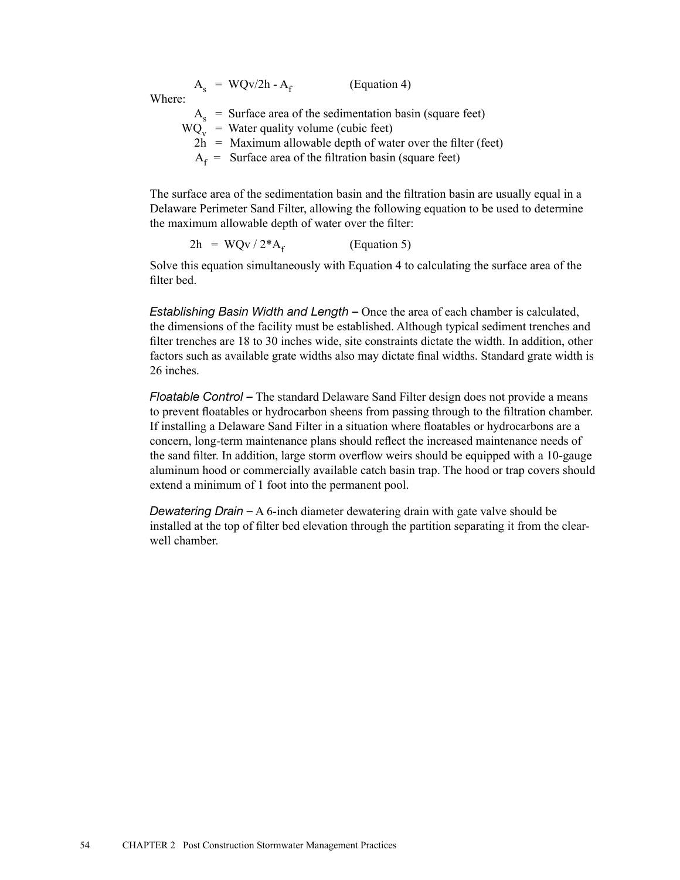$$A_s = WQv/2h - A_f \qquad \text{(Equation 4)}$$

Where:

$A_s$ = Surface area of the sedimentation basin (square feet)

$WQ_v$ = Water quality volume (cubic feet)

$2h$ = Maximum allowable depth of water over the filter (feet)

$A_f$ = Surface area of the filtration basin (square feet)

The surface area of the sedimentation basin and the filtration basin are usually equal in a Delaware Perimeter Sand Filter, allowing the following equation to be used to determine the maximum allowable depth of water over the filter:

$$2h = WQv / 2*A_f \qquad \text{(Equation 5)}$$

Solve this equation simultaneously with Equation 4 to calculating the surface area of the filter bed.

*Establishing Basin Width and Length –* Once the area of each chamber is calculated, the dimensions of the facility must be established. Although typical sediment trenches and filter trenches are 18 to 30 inches wide, site constraints dictate the width. In addition, other factors such as available grate widths also may dictate final widths. Standard grate width is 26 inches.

*Floatable Control –* The standard Delaware Sand Filter design does not provide a means to prevent floatables or hydrocarbon sheens from passing through to the filtration chamber. If installing a Delaware Sand Filter in a situation where floatables or hydrocarbons are a concern, long-term maintenance plans should reflect the increased maintenance needs of the sand filter. In addition, large storm overflow weirs should be equipped with a 10-gauge aluminum hood or commercially available catch basin trap. The hood or trap covers should extend a minimum of 1 foot into the permanent pool.

*Dewatering Drain –* A 6-inch diameter dewatering drain with gate valve should be installed at the top of filter bed elevation through the partition separating it from the clear-well chamber.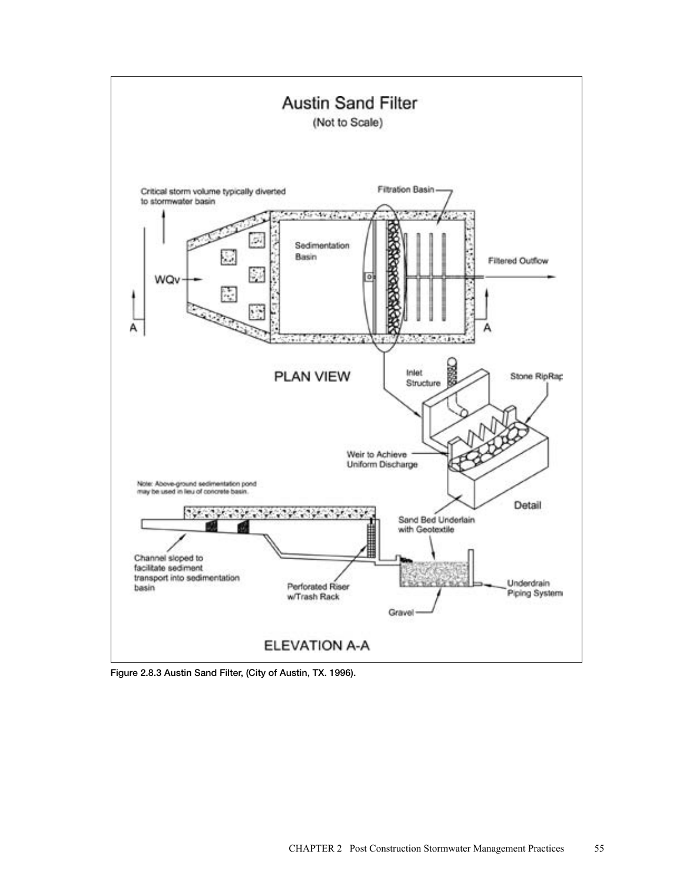# Austin Sand Filter

(Not to Scale)

Critical storm volume typically diverted to stormwater basin

Filtration Basin

Sedimentation Basin

Filtered Outflow

WQv

A

A

PLAN VIEW

Inlet Structure

Stone RipRap

Weir to Achieve Uniform Discharge

Detail

Note: Above-ground sedimentation pond may be used in lieu of concrete basin.

Sand Bed Underlain with Geotextile

Channel sloped to facilitate sediment transport into sedimentation basin

Perforated Riser w/Trash Rack

Underdrain Piping System

Gravel

ELEVATION A-A

**Figure 2.8.3 Austin Sand Filter, (City of Austin, TX. 1996).**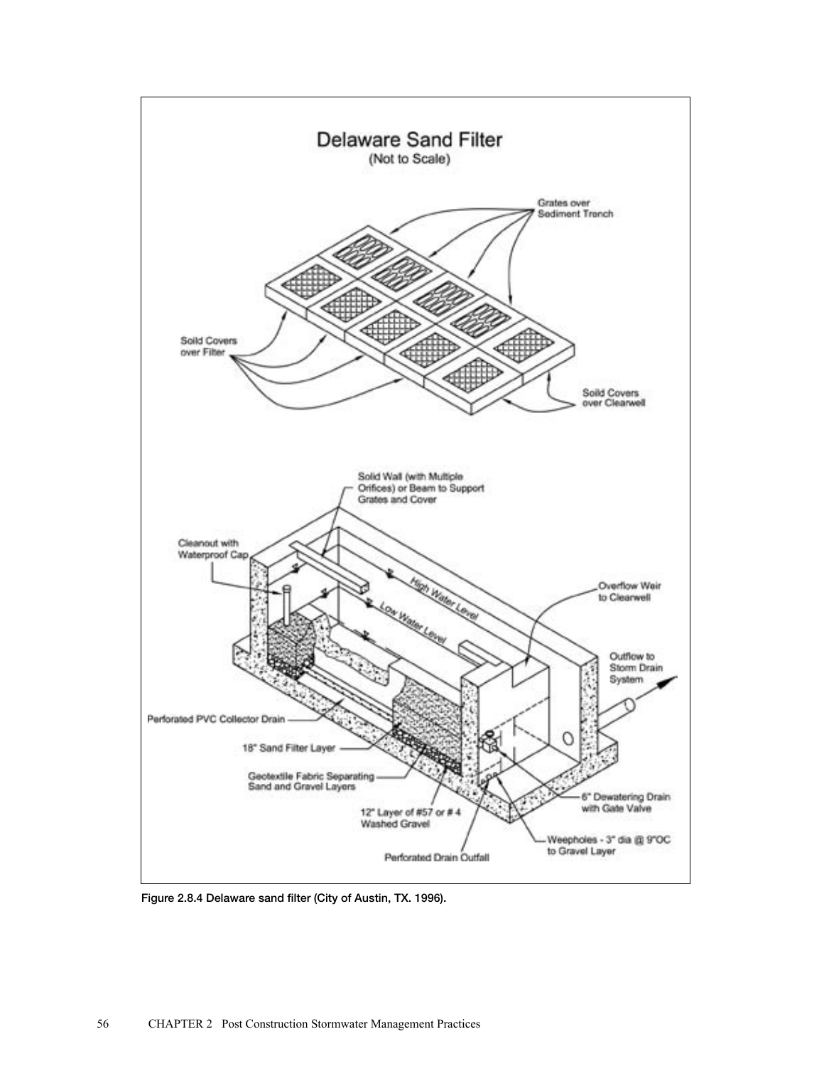**Delaware Sand Filter**

(Not to Scale)

Grates over Sediment Trench

Solid Covers over Filter

Solid Covers over Clearwell

Solid Wall (with Multiple Orifices) or Beam to Support Grates and Cover

Cleanout with Waterproof Cap

High Water Level

Low Water Level

Overflow Weir to Clearwell

Outflow to Storm Drain System

Perforated PVC Collector Drain

18" Sand Filter Layer

Geotextile Fabric Separating Sand and Gravel Layers

12" Layer of #57 or # 4 Washed Gravel

Perforated Drain Outfall

6" Dewatering Drain with Gate Valve

Weepholes - 3" dia @ 9"OC to Gravel Layer

Figure 2.8.4 Delaware sand filter (City of Austin, TX. 1996).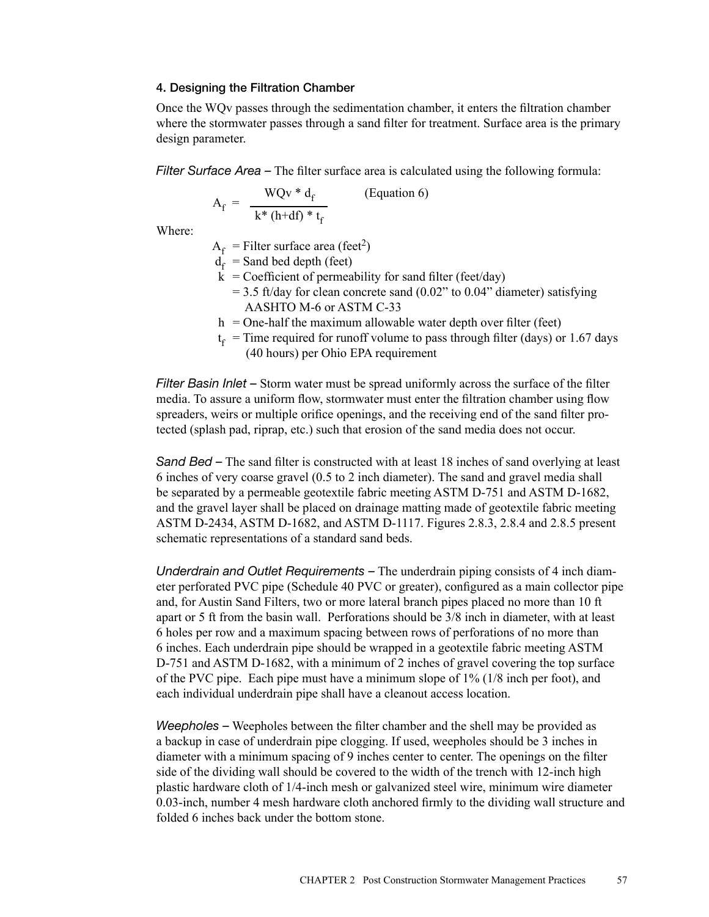### 4. Designing the Filtration Chamber

Once the WQv passes through the sedimentation chamber, it enters the filtration chamber where the stormwater passes through a sand filter for treatment. Surface area is the primary design parameter.

*Filter Surface Area* – The filter surface area is calculated using the following formula:

$$A_f = \frac{WQv * d_f}{k * (h + df) * t_f} \qquad \text{(Equation 6)}$$

Where:

- $A_f$ = Filter surface area (feet$^2$)
- $d_f$ = Sand bed depth (feet)
- k = Coefficient of permeability for sand filter (feet/day)
  = 3.5 ft/day for clean concrete sand (0.02" to 0.04" diameter) satisfying AASHTO M-6 or ASTM C-33
- h = One-half the maximum allowable water depth over filter (feet)
- $t_f$ = Time required for runoff volume to pass through filter (days) or 1.67 days (40 hours) per Ohio EPA requirement

*Filter Basin Inlet* – Storm water must be spread uniformly across the surface of the filter media. To assure a uniform flow, stormwater must enter the filtration chamber using flow spreaders, weirs or multiple orifice openings, and the receiving end of the sand filter protected (splash pad, riprap, etc.) such that erosion of the sand media does not occur.

*Sand Bed* – The sand filter is constructed with at least 18 inches of sand overlying at least 6 inches of very coarse gravel (0.5 to 2 inch diameter). The sand and gravel media shall be separated by a permeable geotextile fabric meeting ASTM D-751 and ASTM D-1682, and the gravel layer shall be placed on drainage matting made of geotextile fabric meeting ASTM D-2434, ASTM D-1682, and ASTM D-1117. Figures 2.8.3, 2.8.4 and 2.8.5 present schematic representations of a standard sand beds.

*Underdrain and Outlet Requirements* – The underdrain piping consists of 4 inch diameter perforated PVC pipe (Schedule 40 PVC or greater), configured as a main collector pipe and, for Austin Sand Filters, two or more lateral branch pipes placed no more than 10 ft apart or 5 ft from the basin wall. Perforations should be 3/8 inch in diameter, with at least 6 holes per row and a maximum spacing between rows of perforations of no more than 6 inches. Each underdrain pipe should be wrapped in a geotextile fabric meeting ASTM D-751 and ASTM D-1682, with a minimum of 2 inches of gravel covering the top surface of the PVC pipe. Each pipe must have a minimum slope of 1% (1/8 inch per foot), and each individual underdrain pipe shall have a cleanout access location.

*Weepholes* – Weepholes between the filter chamber and the shell may be provided as a backup in case of underdrain pipe clogging. If used, weepholes should be 3 inches in diameter with a minimum spacing of 9 inches center to center. The openings on the filter side of the dividing wall should be covered to the width of the trench with 12-inch high plastic hardware cloth of 1/4-inch mesh or galvanized steel wire, minimum wire diameter 0.03-inch, number 4 mesh hardware cloth anchored firmly to the dividing wall structure and folded 6 inches back under the bottom stone.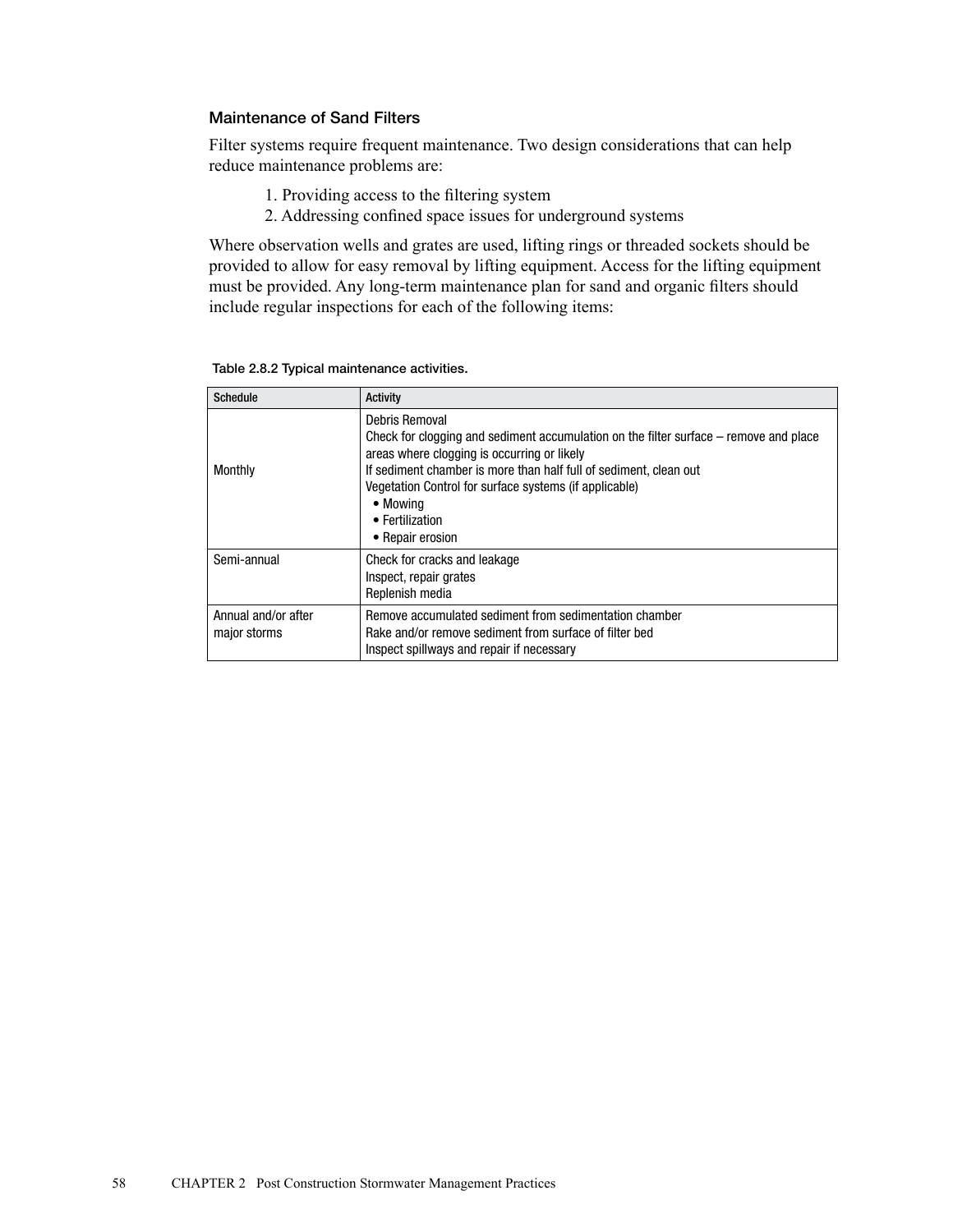### Maintenance of Sand Filters

Filter systems require frequent maintenance. Two design considerations that can help reduce maintenance problems are:

1. Providing access to the filtering system
2. Addressing confined space issues for underground systems

Where observation wells and grates are used, lifting rings or threaded sockets should be provided to allow for easy removal by lifting equipment. Access for the lifting equipment must be provided. Any long-term maintenance plan for sand and organic filters should include regular inspections for each of the following items:

Table 2.8.2 Typical maintenance activities.

| Schedule | Activity |
|---|---|
| Monthly | Debris Removal<br>Check for clogging and sediment accumulation on the filter surface – remove and place areas where clogging is occurring or likely<br>If sediment chamber is more than half full of sediment, clean out<br>Vegetation Control for surface systems (if applicable)<br>• Mowing<br>• Fertilization<br>• Repair erosion |
| Semi-annual | Check for cracks and leakage<br>Inspect, repair grates<br>Replenish media |
| Annual and/or after major storms | Remove accumulated sediment from sedimentation chamber<br>Rake and/or remove sediment from surface of filter bed<br>Inspect spillways and repair if necessary |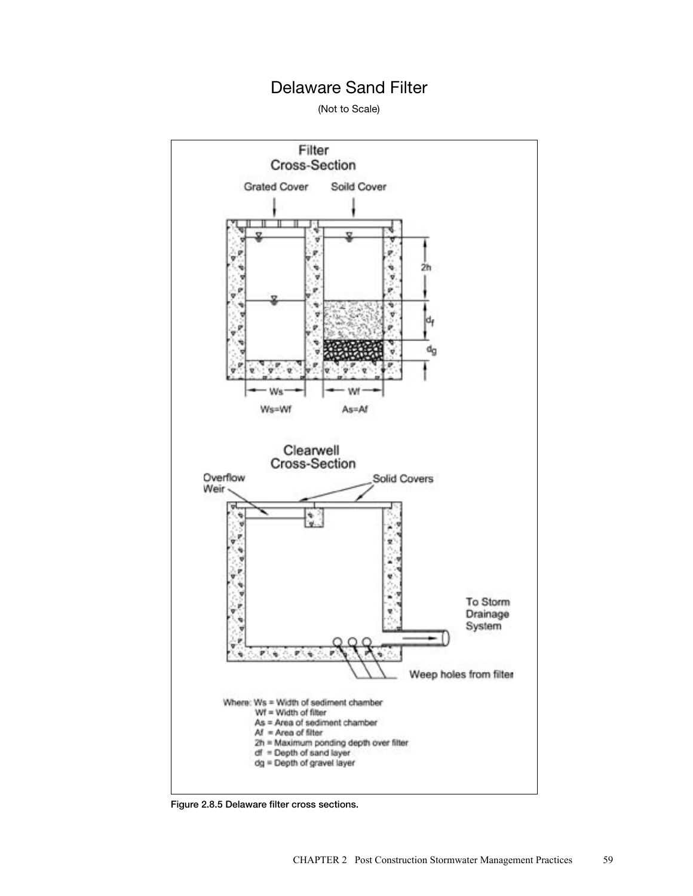# Delaware Sand Filter

(Not to Scale)

Filter Cross-Section

Grated Cover | Soild Cover

2h

$d_f$

$d_g$

Ws | Wf

Ws=Wf | As=Af

Clearwell Cross-Section

Overflow Weir

Solid Covers

To Storm Drainage System

Weep holes from filter

Where: Ws = Width of sediment chamber
Wf = Width of filter
As = Area of sediment chamber
Af = Area of filter
2h = Maximum ponding depth over filter
df = Depth of sand layer
dg = Depth of gravel layer

**Figure 2.8.5 Delaware filter cross sections.**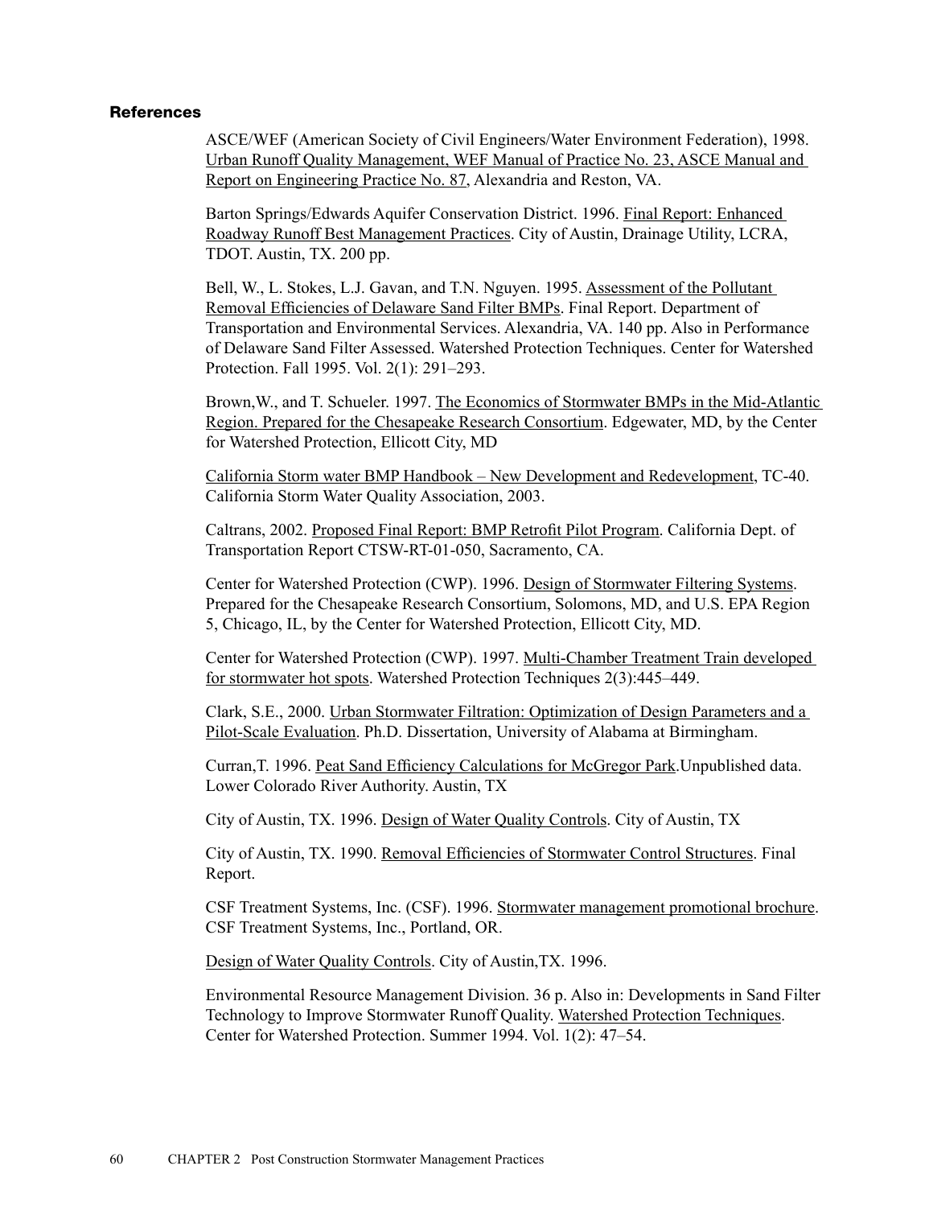### References

ASCE/WEF (American Society of Civil Engineers/Water Environment Federation), 1998. Urban Runoff Quality Management, WEF Manual of Practice No. 23, ASCE Manual and Report on Engineering Practice No. 87, Alexandria and Reston, VA.

Barton Springs/Edwards Aquifer Conservation District. 1996. Final Report: Enhanced Roadway Runoff Best Management Practices. City of Austin, Drainage Utility, LCRA, TDOT. Austin, TX. 200 pp.

Bell, W., L. Stokes, L.J. Gavan, and T.N. Nguyen. 1995. Assessment of the Pollutant Removal Efficiencies of Delaware Sand Filter BMPs. Final Report. Department of Transportation and Environmental Services. Alexandria, VA. 140 pp. Also in Performance of Delaware Sand Filter Assessed. Watershed Protection Techniques. Center for Watershed Protection. Fall 1995. Vol. 2(1): 291–293.

Brown,W., and T. Schueler. 1997. The Economics of Stormwater BMPs in the Mid-Atlantic Region. Prepared for the Chesapeake Research Consortium. Edgewater, MD, by the Center for Watershed Protection, Ellicott City, MD

California Storm water BMP Handbook – New Development and Redevelopment, TC-40. California Storm Water Quality Association, 2003.

Caltrans, 2002. Proposed Final Report: BMP Retrofit Pilot Program. California Dept. of Transportation Report CTSW-RT-01-050, Sacramento, CA.

Center for Watershed Protection (CWP). 1996. Design of Stormwater Filtering Systems. Prepared for the Chesapeake Research Consortium, Solomons, MD, and U.S. EPA Region 5, Chicago, IL, by the Center for Watershed Protection, Ellicott City, MD.

Center for Watershed Protection (CWP). 1997. Multi-Chamber Treatment Train developed for stormwater hot spots. Watershed Protection Techniques 2(3):445–449.

Clark, S.E., 2000. Urban Stormwater Filtration: Optimization of Design Parameters and a Pilot-Scale Evaluation. Ph.D. Dissertation, University of Alabama at Birmingham.

Curran,T. 1996. Peat Sand Efficiency Calculations for McGregor Park.Unpublished data. Lower Colorado River Authority. Austin, TX

City of Austin, TX. 1996. Design of Water Quality Controls. City of Austin, TX

City of Austin, TX. 1990. Removal Efficiencies of Stormwater Control Structures. Final Report.

CSF Treatment Systems, Inc. (CSF). 1996. Stormwater management promotional brochure. CSF Treatment Systems, Inc., Portland, OR.

Design of Water Quality Controls. City of Austin,TX. 1996.

Environmental Resource Management Division. 36 p. Also in: Developments in Sand Filter Technology to Improve Stormwater Runoff Quality. Watershed Protection Techniques. Center for Watershed Protection. Summer 1994. Vol. 1(2): 47–54.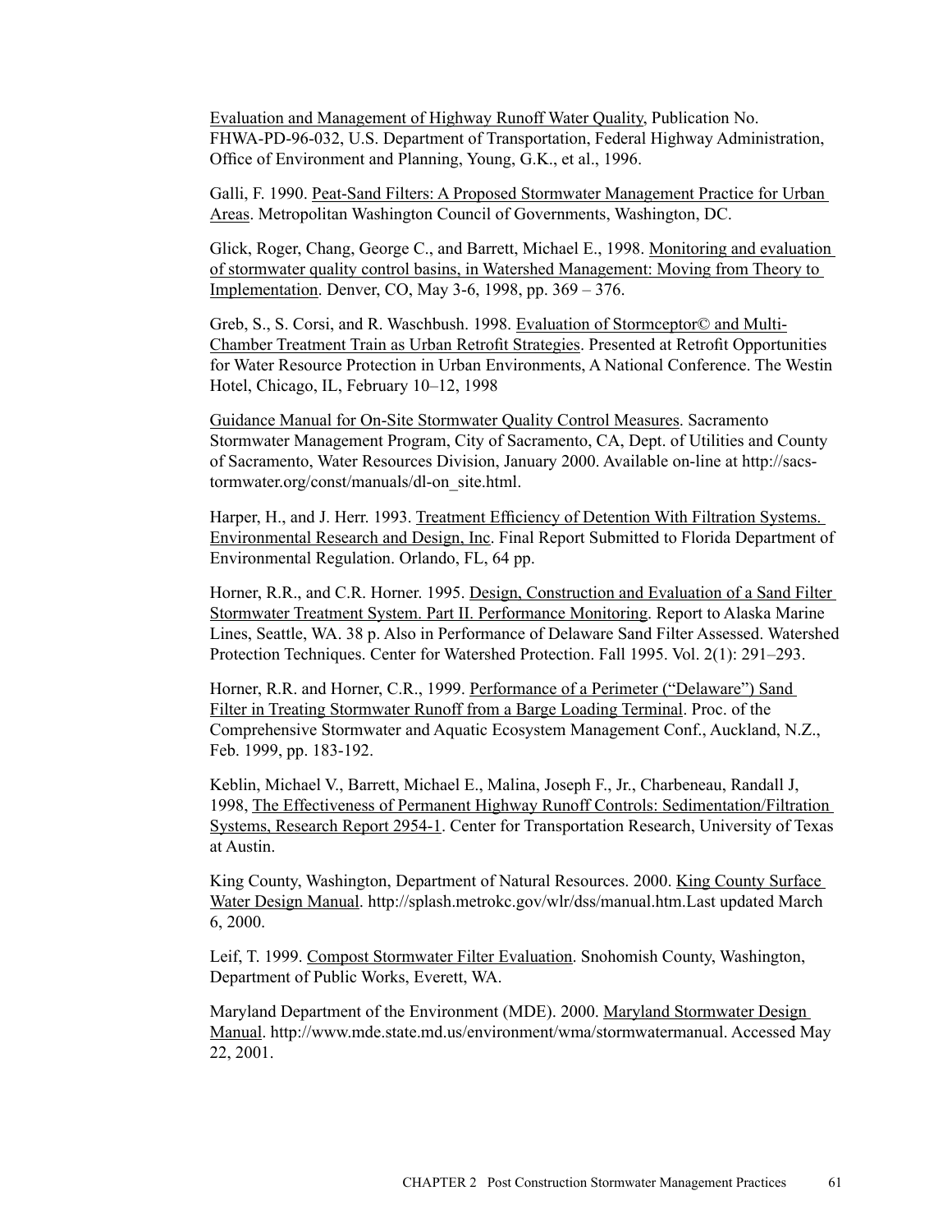Evaluation and Management of Highway Runoff Water Quality, Publication No. FHWA-PD-96-032, U.S. Department of Transportation, Federal Highway Administration, Office of Environment and Planning, Young, G.K., et al., 1996.

Galli, F. 1990. Peat-Sand Filters: A Proposed Stormwater Management Practice for Urban Areas. Metropolitan Washington Council of Governments, Washington, DC.

Glick, Roger, Chang, George C., and Barrett, Michael E., 1998. Monitoring and evaluation of stormwater quality control basins, in Watershed Management: Moving from Theory to Implementation. Denver, CO, May 3-6, 1998, pp. 369 – 376.

Greb, S., S. Corsi, and R. Waschbush. 1998. Evaluation of Stormceptor© and Multi-Chamber Treatment Train as Urban Retrofit Strategies. Presented at Retrofit Opportunities for Water Resource Protection in Urban Environments, A National Conference. The Westin Hotel, Chicago, IL, February 10–12, 1998

Guidance Manual for On-Site Stormwater Quality Control Measures. Sacramento Stormwater Management Program, City of Sacramento, CA, Dept. of Utilities and County of Sacramento, Water Resources Division, January 2000. Available on-line at http://sacstormwater.org/const/manuals/dl-on_site.html.

Harper, H., and J. Herr. 1993. Treatment Efficiency of Detention With Filtration Systems. Environmental Research and Design, Inc. Final Report Submitted to Florida Department of Environmental Regulation. Orlando, FL, 64 pp.

Horner, R.R., and C.R. Horner. 1995. Design, Construction and Evaluation of a Sand Filter Stormwater Treatment System. Part II. Performance Monitoring. Report to Alaska Marine Lines, Seattle, WA. 38 p. Also in Performance of Delaware Sand Filter Assessed. Watershed Protection Techniques. Center for Watershed Protection. Fall 1995. Vol. 2(1): 291–293.

Horner, R.R. and Horner, C.R., 1999. Performance of a Perimeter ("Delaware") Sand Filter in Treating Stormwater Runoff from a Barge Loading Terminal. Proc. of the Comprehensive Stormwater and Aquatic Ecosystem Management Conf., Auckland, N.Z., Feb. 1999, pp. 183-192.

Keblin, Michael V., Barrett, Michael E., Malina, Joseph F., Jr., Charbeneau, Randall J, 1998, The Effectiveness of Permanent Highway Runoff Controls: Sedimentation/Filtration Systems, Research Report 2954-1. Center for Transportation Research, University of Texas at Austin.

King County, Washington, Department of Natural Resources. 2000. King County Surface Water Design Manual. http://splash.metrokc.gov/wlr/dss/manual.htm.Last updated March 6, 2000.

Leif, T. 1999. Compost Stormwater Filter Evaluation. Snohomish County, Washington, Department of Public Works, Everett, WA.

Maryland Department of the Environment (MDE). 2000. Maryland Stormwater Design Manual. http://www.mde.state.md.us/environment/wma/stormwatermanual. Accessed May 22, 2001.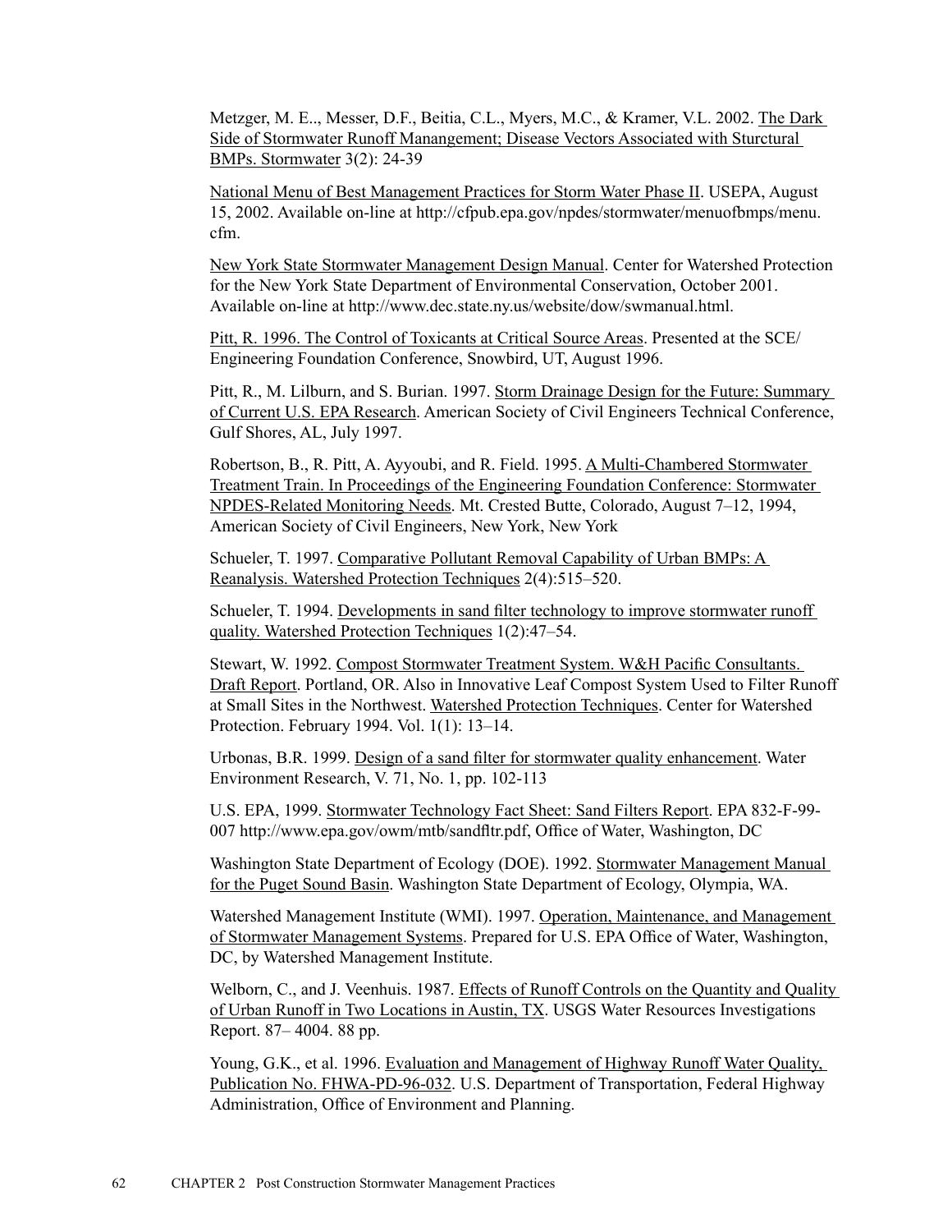Metzger, M. E.., Messer, D.F., Beitia, C.L., Myers, M.C., & Kramer, V.L. 2002. The Dark Side of Stormwater Runoff Manangement; Disease Vectors Associated with Sturctural BMPs. Stormwater 3(2): 24-39

National Menu of Best Management Practices for Storm Water Phase II. USEPA, August 15, 2002. Available on-line at http://cfpub.epa.gov/npdes/stormwater/menuofbmps/menu.cfm.

New York State Stormwater Management Design Manual. Center for Watershed Protection for the New York State Department of Environmental Conservation, October 2001. Available on-line at http://www.dec.state.ny.us/website/dow/swmanual.html.

Pitt, R. 1996. The Control of Toxicants at Critical Source Areas. Presented at the SCE/Engineering Foundation Conference, Snowbird, UT, August 1996.

Pitt, R., M. Lilburn, and S. Burian. 1997. Storm Drainage Design for the Future: Summary of Current U.S. EPA Research. American Society of Civil Engineers Technical Conference, Gulf Shores, AL, July 1997.

Robertson, B., R. Pitt, A. Ayyoubi, and R. Field. 1995. A Multi-Chambered Stormwater Treatment Train. In Proceedings of the Engineering Foundation Conference: Stormwater NPDES-Related Monitoring Needs. Mt. Crested Butte, Colorado, August 7–12, 1994, American Society of Civil Engineers, New York, New York

Schueler, T. 1997. Comparative Pollutant Removal Capability of Urban BMPs: A Reanalysis. Watershed Protection Techniques 2(4):515–520.

Schueler, T. 1994. Developments in sand filter technology to improve stormwater runoff quality. Watershed Protection Techniques 1(2):47–54.

Stewart, W. 1992. Compost Stormwater Treatment System. W&H Pacific Consultants. Draft Report. Portland, OR. Also in Innovative Leaf Compost System Used to Filter Runoff at Small Sites in the Northwest. Watershed Protection Techniques. Center for Watershed Protection. February 1994. Vol. 1(1): 13–14.

Urbonas, B.R. 1999. Design of a sand filter for stormwater quality enhancement. Water Environment Research, V. 71, No. 1, pp. 102-113

U.S. EPA, 1999. Stormwater Technology Fact Sheet: Sand Filters Report. EPA 832-F-99-007 http://www.epa.gov/owm/mtb/sandfltr.pdf, Office of Water, Washington, DC

Washington State Department of Ecology (DOE). 1992. Stormwater Management Manual for the Puget Sound Basin. Washington State Department of Ecology, Olympia, WA.

Watershed Management Institute (WMI). 1997. Operation, Maintenance, and Management of Stormwater Management Systems. Prepared for U.S. EPA Office of Water, Washington, DC, by Watershed Management Institute.

Welborn, C., and J. Veenhuis. 1987. Effects of Runoff Controls on the Quantity and Quality of Urban Runoff in Two Locations in Austin, TX. USGS Water Resources Investigations Report. 87– 4004. 88 pp.

Young, G.K., et al. 1996. Evaluation and Management of Highway Runoff Water Quality, Publication No. FHWA-PD-96-032. U.S. Department of Transportation, Federal Highway Administration, Office of Environment and Planning.